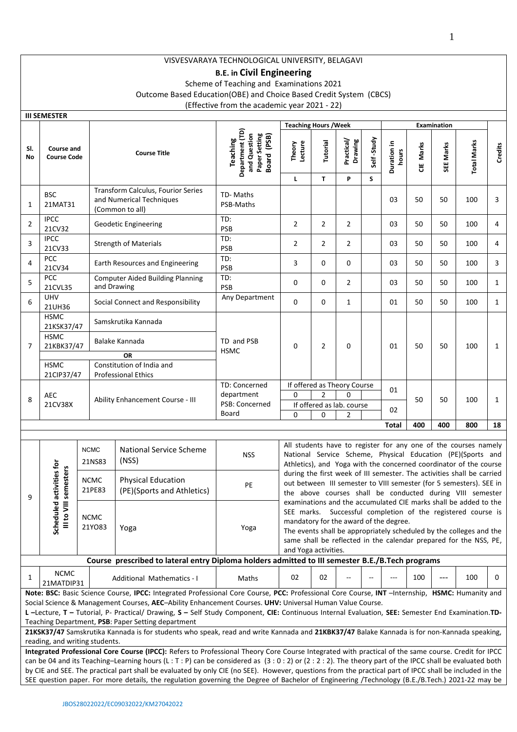VISVESVARAYA TECHNOLOGICAL UNIVERSITY, BELAGAVI

**B.E. in Civil Engineering**

Scheme of Teaching and Examinations 2021

Outcome Based Education(OBE) and Choice Based Credit System (CBCS)

(Effective from the academic year 2021 - 22)

**III SEMESTER**

| Sl. No | Course and Course Code | Course Title | Teaching Department (TD) and Question Paper Setting Board (PSB) | Teaching Hours /Week | | | | Examination | | | | Credits |
|---|---|---|---|---|---|---|---|---|---|---|---|---|
| | | | | Theory Lecture | Tutorial | Practical/ Drawing | Self -Study | Duration in hours | CIE Marks | SEE Marks | Total Marks | |
| | | | | L | T | P | S | | | | | |
| 1 | BSC 21MAT31 | Transform Calculus, Fourier Series and Numerical Techniques (Common to all) | TD- Maths PSB-Maths | | | | | 03 | 50 | 50 | 100 | 3 |
| 2 | IPCC 21CV32 | Geodetic Engineering | TD: PSB | 2 | 2 | 2 | | 03 | 50 | 50 | 100 | 4 |
| 3 | IPCC 21CV33 | Strength of Materials | TD: PSB | 2 | 2 | 2 | | 03 | 50 | 50 | 100 | 4 |
| 4 | PCC 21CV34 | Earth Resources and Engineering | TD: PSB | 3 | 0 | 0 | | 03 | 50 | 50 | 100 | 3 |
| 5 | PCC 21CVL35 | Computer Aided Building Planning and Drawing | TD: PSB | 0 | 0 | 2 | | 03 | 50 | 50 | 100 | 1 |
| 6 | UHV 21UH36 | Social Connect and Responsibility | Any Department | 0 | 0 | 1 | | 01 | 50 | 50 | 100 | 1 |
| 7 | HSMC 21KSK37/47 | Samskrutika Kannada | TD and PSB HSMC | 0 | 2 | 0 | | 01 | 50 | 50 | 100 | 1 |
| | HSMC 21KBK37/47 | Balake Kannada | | | | | | | | | | |
| | | OR | | | | | | | | | | |
| | HSMC 21CIP37/47 | Constitution of India and Professional Ethics | | | | | | | | | | |
| 8 | AEC 21CV38X | Ability Enhancement Course - III | TD: Concerned department PSB: Concerned Board | If offered as Theory Course | | | | 01 | 50 | 50 | 100 | 1 |
| | | | | 0 | 2 | 0 | | | | | | |
| | | | | If offered as lab. course | | | | 02 | | | | |
| | | | | 0 | 0 | 2 | | | | | | |
| | | | | | | | | **Total** | **400** | **400** | **800** | **18** |

| Sl. No | | Course Code | Course Title | | Remarks |
|---|---|---|---|---|---|
| 9 | Scheduled activities for III to VIII semesters | NCMC 21NS83 | National Service Scheme (NSS) | NSS | All students have to register for any one of the courses namely National Service Scheme, Physical Education (PE)(Sports and Athletics), and Yoga with the concerned coordinator of the course during the first week of III semester. The activities shall be carried out between III semester to VIII semester (for 5 semesters). SEE in the above courses shall be conducted during VIII semester examinations and the accumulated CIE marks shall be added to the SEE marks. Successful completion of the registered course is mandatory for the award of the degree. The events shall be appropriately scheduled by the colleges and the same shall be reflected in the calendar prepared for the NSS, PE, and Yoga activities. |
| | | NCMC 21PE83 | Physical Education (PE)(Sports and Athletics) | PE | |
| | | NCMC 21YO83 | Yoga | Yoga | |

**Course prescribed to lateral entry Diploma holders admitted to III semester B.E./B.Tech programs**

| Sl. No | Course Code | Course Title | TD/PSB | L | T | P | S | Duration in hours | CIE Marks | SEE Marks | Total Marks | Credits |
|---|---|---|---|---|---|---|---|---|---|---|---|---|
| 1 | NCMC 21MATDIP31 | Additional Mathematics - I | Maths | 02 | 02 | -- | -- | --- | 100 | --- | 100 | 0 |

**Note: BSC:** Basic Science Course, **IPCC:** Integrated Professional Core Course, **PCC:** Professional Core Course, **INT** –Internship, **HSMC:** Humanity and Social Science & Management Courses, **AEC**–Ability Enhancement Courses. **UHV:** Universal Human Value Course.

**L** –Lecture, **T –** Tutorial, P- Practical/ Drawing, **S –** Self Study Component, **CIE:** Continuous Internal Evaluation, **SEE:** Semester End Examination.**TD-** Teaching Department, **PSB**: Paper Setting department

**21KSK37/47** Samskrutika Kannada is for students who speak, read and write Kannada and **21KBK37/47** Balake Kannada is for non-Kannada speaking, reading, and writing students.

**Integrated Professional Core Course (IPCC):** Refers to Professional Theory Core Course Integrated with practical of the same course. Credit for IPCC can be 04 and its Teaching–Learning hours (L : T : P) can be considered as (3 : 0 : 2) or (2 : 2 : 2). The theory part of the IPCC shall be evaluated both by CIE and SEE. The practical part shall be evaluated by only CIE (no SEE). However, questions from the practical part of IPCC shall be included in the SEE question paper. For more details, the regulation governing the Degree of Bachelor of Engineering /Technology (B.E./B.Tech.) 2021-22 may be

JBOS28022022/EC09032022/KM27042022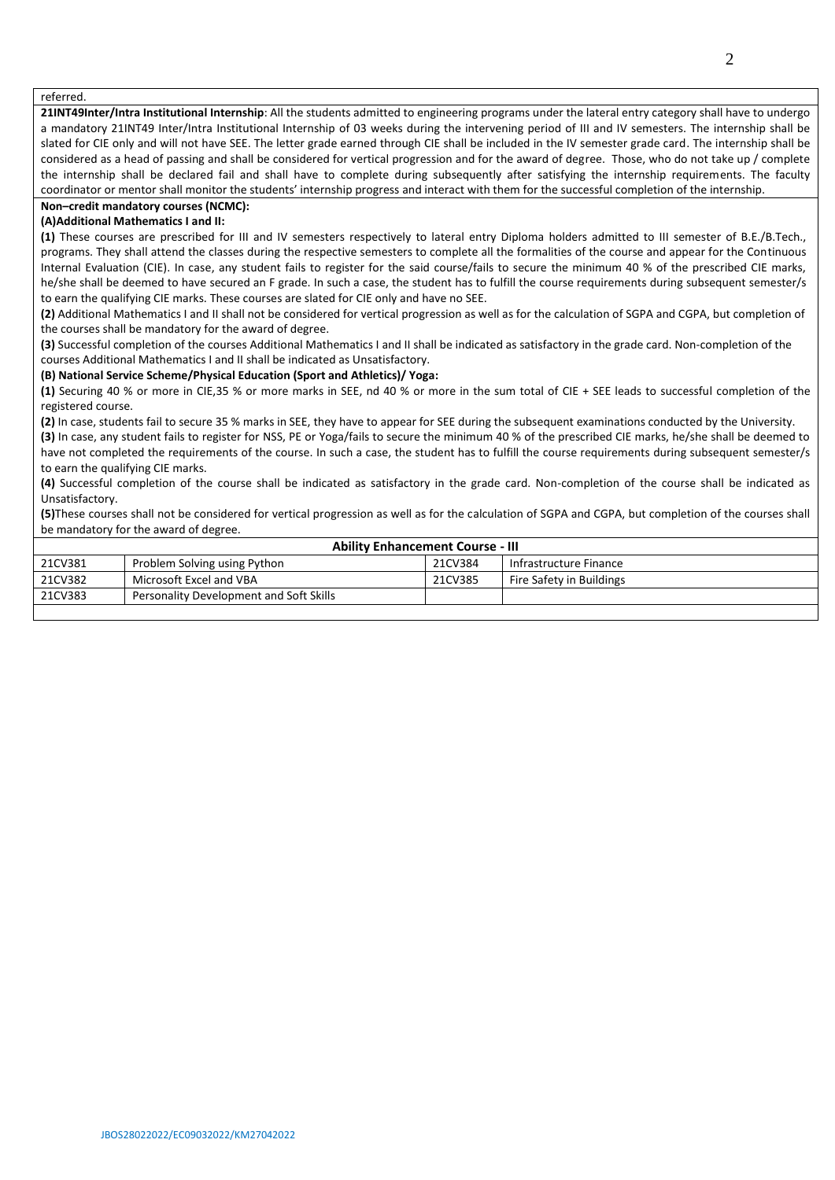referred.

**21INT49Inter/Intra Institutional Internship**: All the students admitted to engineering programs under the lateral entry category shall have to undergo a mandatory 21INT49 Inter/Intra Institutional Internship of 03 weeks during the intervening period of III and IV semesters. The internship shall be slated for CIE only and will not have SEE. The letter grade earned through CIE shall be included in the IV semester grade card. The internship shall be considered as a head of passing and shall be considered for vertical progression and for the award of degree. Those, who do not take up / complete the internship shall be declared fail and shall have to complete during subsequently after satisfying the internship requirements. The faculty coordinator or mentor shall monitor the students' internship progress and interact with them for the successful completion of the internship.

**Non–credit mandatory courses (NCMC):**

**(A)Additional Mathematics I and II:**

**(1)** These courses are prescribed for III and IV semesters respectively to lateral entry Diploma holders admitted to III semester of B.E./B.Tech., programs. They shall attend the classes during the respective semesters to complete all the formalities of the course and appear for the Continuous Internal Evaluation (CIE). In case, any student fails to register for the said course/fails to secure the minimum 40 % of the prescribed CIE marks, he/she shall be deemed to have secured an F grade. In such a case, the student has to fulfill the course requirements during subsequent semester/s to earn the qualifying CIE marks. These courses are slated for CIE only and have no SEE.

**(2)** Additional Mathematics I and II shall not be considered for vertical progression as well as for the calculation of SGPA and CGPA, but completion of the courses shall be mandatory for the award of degree.

**(3)** Successful completion of the courses Additional Mathematics I and II shall be indicated as satisfactory in the grade card. Non-completion of the courses Additional Mathematics I and II shall be indicated as Unsatisfactory.

**(B) National Service Scheme/Physical Education (Sport and Athletics)/ Yoga:**

**(1)** Securing 40 % or more in CIE,35 % or more marks in SEE, nd 40 % or more in the sum total of CIE + SEE leads to successful completion of the registered course.

**(2)** In case, students fail to secure 35 % marks in SEE, they have to appear for SEE during the subsequent examinations conducted by the University.

**(3)** In case, any student fails to register for NSS, PE or Yoga/fails to secure the minimum 40 % of the prescribed CIE marks, he/she shall be deemed to have not completed the requirements of the course. In such a case, the student has to fulfill the course requirements during subsequent semester/s to earn the qualifying CIE marks.

**(4)** Successful completion of the course shall be indicated as satisfactory in the grade card. Non-completion of the course shall be indicated as Unsatisfactory.

**(5)**These courses shall not be considered for vertical progression as well as for the calculation of SGPA and CGPA, but completion of the courses shall be mandatory for the award of degree.

| **Ability Enhancement Course - III** | | | |
|---|---|---|---|
| 21CV381 | Problem Solving using Python | 21CV384 | Infrastructure Finance |
| 21CV382 | Microsoft Excel and VBA | 21CV385 | Fire Safety in Buildings |
| 21CV383 | Personality Development and Soft Skills | | |

JBOS28022022/EC09032022/KM27042022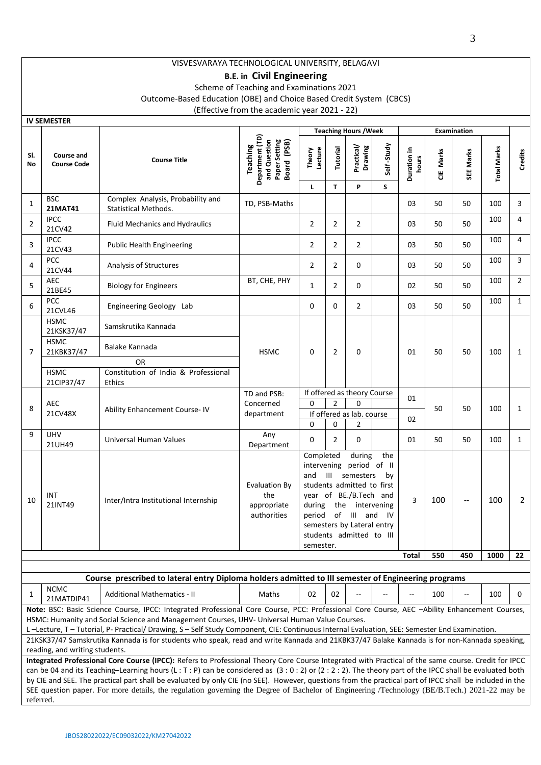VISVESVARAYA TECHNOLOGICAL UNIVERSITY, BELAGAVI

**B.E. in Civil Engineering**

Scheme of Teaching and Examinations 2021

Outcome-Based Education (OBE) and Choice Based Credit System (CBCS)

(Effective from the academic year 2021 - 22)

**IV SEMESTER**

| Sl. No | Course and Course Code | Course Title | Teaching Department (TD) and Question Paper Setting Board (PSB) | Teaching Hours /Week | | | | Examination | | | | Credits |
|---|---|---|---|---|---|---|---|---|---|---|---|---|
| | | | | Theory Lecture | Tutorial | Practical/ Drawing | Self-Study | Duration in hours | CIE Marks | SEE Marks | Total Marks | |
| | | | | L | T | P | S | | | | | |
| 1 | BSC **21MAT41** | Complex Analysis, Probability and Statistical Methods. | TD, PSB-Maths | | | | | 03 | 50 | 50 | 100 | 3 |
| 2 | IPCC 21CV42 | Fluid Mechanics and Hydraulics | | 2 | 2 | 2 | | 03 | 50 | 50 | 100 | 4 |
| 3 | IPCC 21CV43 | Public Health Engineering | | 2 | 2 | 2 | | 03 | 50 | 50 | 100 | 4 |
| 4 | PCC 21CV44 | Analysis of Structures | | 2 | 2 | 0 | | 03 | 50 | 50 | 100 | 3 |
| 5 | AEC 21BE45 | Biology for Engineers | BT, CHE, PHY | 1 | 2 | 0 | | 02 | 50 | 50 | 100 | 2 |
| 6 | PCC 21CVL46 | Engineering Geology Lab | | 0 | 0 | 2 | | 03 | 50 | 50 | 100 | 1 |
| 7 | HSMC 21KSK37/47 | Samskrutika Kannada | HSMC | 0 | 2 | 0 | | 01 | 50 | 50 | 100 | 1 |
| | HSMC 21KBK37/47 | Balake Kannada | | | | | | | | | | |
| | | OR | | | | | | | | | | |
| | HSMC 21CIP37/47 | Constitution of India & Professional Ethics | | | | | | | | | | |
| 8 | AEC 21CV48X | Ability Enhancement Course- IV | TD and PSB: Concerned department | If offered as theory Course: 0 | 2 | 0 | | 01 | 50 | 50 | 100 | 1 |
| | | | | If offered as lab. course: 0 | 0 | 2 | | 02 | | | | |
| 9 | UHV 21UH49 | Universal Human Values | Any Department | 0 | 2 | 0 | | 01 | 50 | 50 | 100 | 1 |
| 10 | INT 21INT49 | Inter/Intra Institutional Internship | Evaluation By the appropriate authorities | Completed during the intervening period of II and III semesters by students admitted to first year of BE./B.Tech and during the intervening period of III and IV semesters by Lateral entry students admitted to III semester. | | | | 3 | 100 | -- | 100 | 2 |
| | | | | | | | | **Total** | **550** | **450** | **1000** | **22** |

**Course prescribed to lateral entry Diploma holders admitted to III semester of Engineering programs**

| Sl. No | Course and Course Code | Course Title | TD/PSB | L | T | P | S | Duration in hours | CIE Marks | SEE Marks | Total Marks | Credits |
|---|---|---|---|---|---|---|---|---|---|---|---|---|
| 1 | NCMC 21MATDIP41 | Additional Mathematics - II | Maths | 02 | 02 | -- | -- | -- | 100 | -- | 100 | 0 |

**Note:** BSC: Basic Science Course, IPCC: Integrated Professional Core Course, PCC: Professional Core Course, AEC –Ability Enhancement Courses, HSMC: Humanity and Social Science and Management Courses, UHV- Universal Human Value Courses.

L –Lecture, T – Tutorial, P- Practical/ Drawing, S – Self Study Component, CIE: Continuous Internal Evaluation, SEE: Semester End Examination.

21KSK37/47 Samskrutika Kannada is for students who speak, read and write Kannada and 21KBK37/47 Balake Kannada is for non-Kannada speaking, reading, and writing students.

**Integrated Professional Core Course (IPCC):** Refers to Professional Theory Core Course Integrated with Practical of the same course. Credit for IPCC can be 04 and its Teaching–Learning hours (L : T : P) can be considered as (3 : 0 : 2) or (2 : 2 : 2). The theory part of the IPCC shall be evaluated both by CIE and SEE. The practical part shall be evaluated by only CIE (no SEE). However, questions from the practical part of IPCC shall be included in the SEE question paper. For more details, the regulation governing the Degree of Bachelor of Engineering /Technology (BE/B.Tech.) 2021-22 may be referred.

JBOS28022022/EC09032022/KM27042022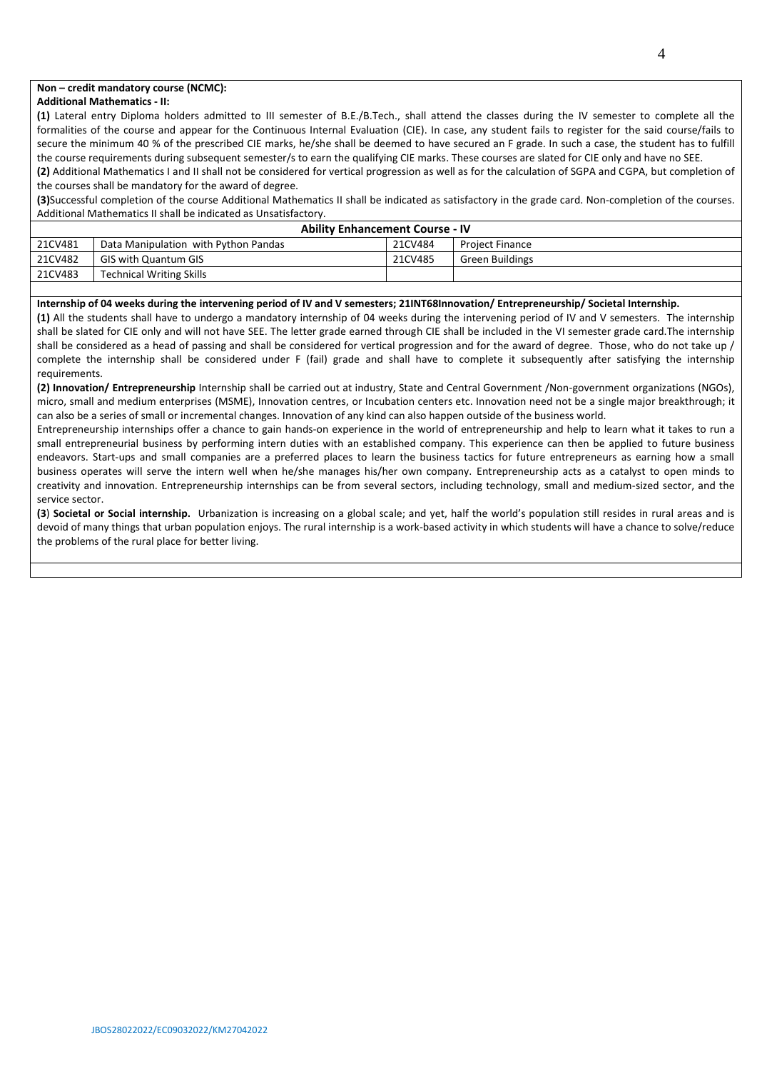**Non – credit mandatory course (NCMC):**

**Additional Mathematics - II:**

**(1)** Lateral entry Diploma holders admitted to III semester of B.E./B.Tech., shall attend the classes during the IV semester to complete all the formalities of the course and appear for the Continuous Internal Evaluation (CIE). In case, any student fails to register for the said course/fails to secure the minimum 40 % of the prescribed CIE marks, he/she shall be deemed to have secured an F grade. In such a case, the student has to fulfill the course requirements during subsequent semester/s to earn the qualifying CIE marks. These courses are slated for CIE only and have no SEE.

**(2)** Additional Mathematics I and II shall not be considered for vertical progression as well as for the calculation of SGPA and CGPA, but completion of the courses shall be mandatory for the award of degree.

**(3)**Successful completion of the course Additional Mathematics II shall be indicated as satisfactory in the grade card. Non-completion of the courses. Additional Mathematics II shall be indicated as Unsatisfactory.

| **Ability Enhancement Course - IV** | | | |
|---|---|---|---|
| 21CV481 | Data Manipulation with Python Pandas | 21CV484 | Project Finance |
| 21CV482 | GIS with Quantum GIS | 21CV485 | Green Buildings |
| 21CV483 | Technical Writing Skills | | |

**Internship of 04 weeks during the intervening period of IV and V semesters; 21INT68Innovation/ Entrepreneurship/ Societal Internship.**

**(1)** All the students shall have to undergo a mandatory internship of 04 weeks during the intervening period of IV and V semesters. The internship shall be slated for CIE only and will not have SEE. The letter grade earned through CIE shall be included in the VI semester grade card.The internship shall be considered as a head of passing and shall be considered for vertical progression and for the award of degree. Those, who do not take up / complete the internship shall be considered under F (fail) grade and shall have to complete it subsequently after satisfying the internship requirements.

**(2) Innovation/ Entrepreneurship** Internship shall be carried out at industry, State and Central Government /Non-government organizations (NGOs), micro, small and medium enterprises (MSME), Innovation centres, or Incubation centers etc. Innovation need not be a single major breakthrough; it can also be a series of small or incremental changes. Innovation of any kind can also happen outside of the business world.

Entrepreneurship internships offer a chance to gain hands-on experience in the world of entrepreneurship and help to learn what it takes to run a small entrepreneurial business by performing intern duties with an established company. This experience can then be applied to future business endeavors. Start-ups and small companies are a preferred places to learn the business tactics for future entrepreneurs as earning how a small business operates will serve the intern well when he/she manages his/her own company. Entrepreneurship acts as a catalyst to open minds to creativity and innovation. Entrepreneurship internships can be from several sectors, including technology, small and medium-sized sector, and the service sector.

**(3**) **Societal or Social internship.** Urbanization is increasing on a global scale; and yet, half the world's population still resides in rural areas and is devoid of many things that urban population enjoys. The rural internship is a work-based activity in which students will have a chance to solve/reduce the problems of the rural place for better living.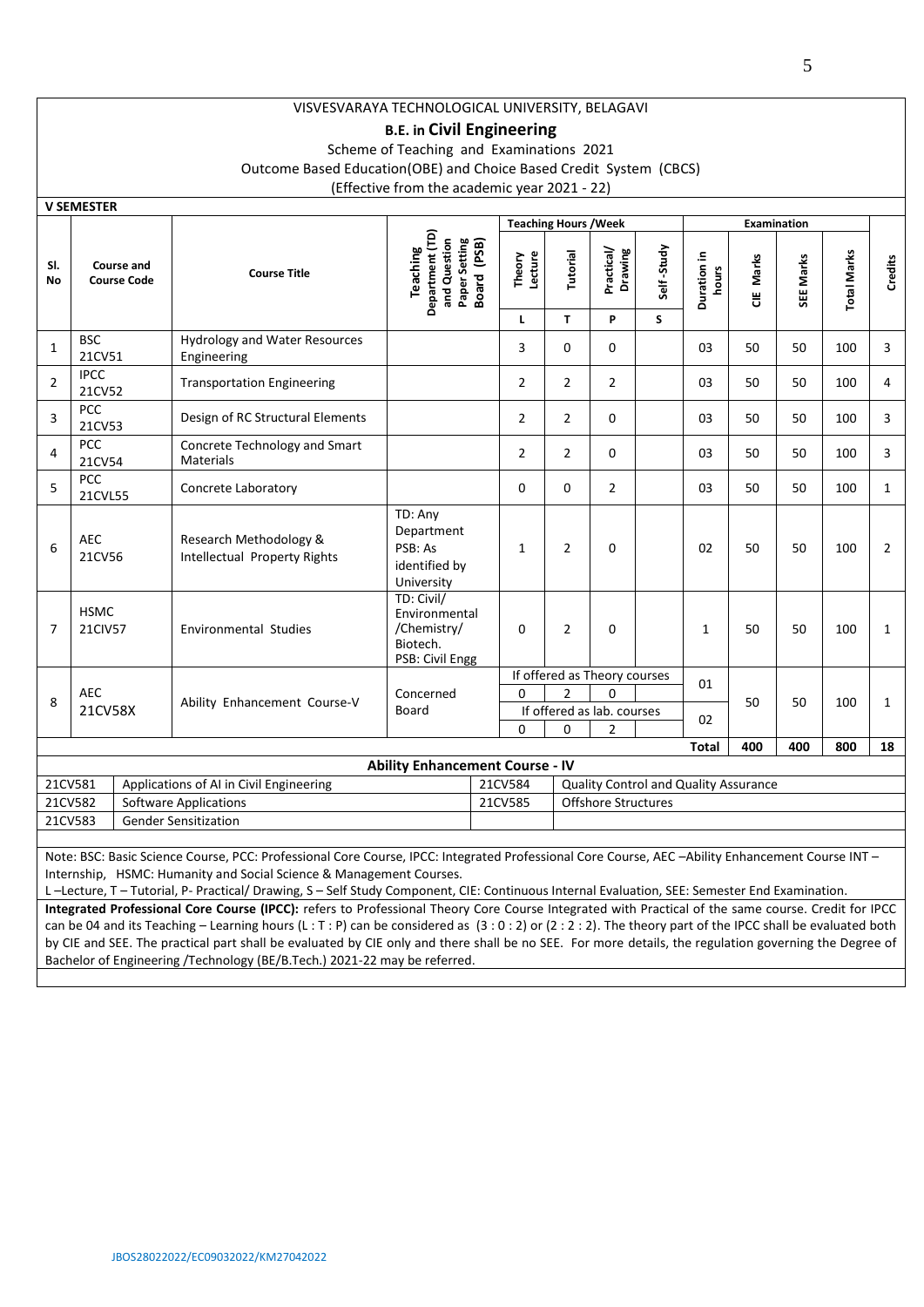VISVESVARAYA TECHNOLOGICAL UNIVERSITY, BELAGAVI

**B.E. in Civil Engineering**

Scheme of Teaching and Examinations 2021

Outcome Based Education(OBE) and Choice Based Credit System (CBCS)

(Effective from the academic year 2021 - 22)

**V SEMESTER**

| Sl. No | Course and Course Code | | Course Title | Teaching Department (TD) and Question Paper Setting Board (PSB) | Teaching Hours /Week | | | | Examination | | | | Credits |
|---|---|---|---|---|---|---|---|---|---|---|---|---|---|
| | | | | | Theory Lecture | Tutorial | Practical/ Drawing | Self -Study | Duration in hours | CIE Marks | SEE Marks | Total Marks | |
| | | | | | L | T | P | S | | | | | |
| 1 | BSC | 21CV51 | Hydrology and Water Resources Engineering | | 3 | 0 | 0 | | 03 | 50 | 50 | 100 | 3 |
| 2 | IPCC | 21CV52 | Transportation Engineering | | 2 | 2 | 2 | | 03 | 50 | 50 | 100 | 4 |
| 3 | PCC | 21CV53 | Design of RC Structural Elements | | 2 | 2 | 0 | | 03 | 50 | 50 | 100 | 3 |
| 4 | PCC | 21CV54 | Concrete Technology and Smart Materials | | 2 | 2 | 0 | | 03 | 50 | 50 | 100 | 3 |
| 5 | PCC | 21CVL55 | Concrete Laboratory | | 0 | 0 | 2 | | 03 | 50 | 50 | 100 | 1 |
| 6 | AEC | 21CV56 | Research Methodology & Intellectual Property Rights | TD: Any Department PSB: As identified by University | 1 | 2 | 0 | | 02 | 50 | 50 | 100 | 2 |
| 7 | HSMC | 21CIV57 | Environmental Studies | TD: Civil/ Environmental /Chemistry/ Biotech. PSB: Civil Engg | 0 | 2 | 0 | | 1 | 50 | 50 | 100 | 1 |
| 8 | AEC | 21CV58X | Ability Enhancement Course-V | Concerned Board | If offered as Theory courses | | | | 01 | 50 | 50 | 100 | 1 |
| | | | | | 0 | 2 | 0 | | | | | | |
| | | | | | If offered as lab. courses | | | | 02 | | | | |
| | | | | | 0 | 0 | 2 | | | | | | |
| | | | | | | | | | **Total** | **400** | **400** | **800** | **18** |

**Ability Enhancement Course - IV**

| | | | |
|---|---|---|---|
| 21CV581 | Applications of AI in Civil Engineering | 21CV584 | Quality Control and Quality Assurance |
| 21CV582 | Software Applications | 21CV585 | Offshore Structures |
| 21CV583 | Gender Sensitization | | |

Note: BSC: Basic Science Course, PCC: Professional Core Course, IPCC: Integrated Professional Core Course, AEC –Ability Enhancement Course INT – Internship, HSMC: Humanity and Social Science & Management Courses.

L –Lecture, T – Tutorial, P- Practical/ Drawing, S – Self Study Component, CIE: Continuous Internal Evaluation, SEE: Semester End Examination.

**Integrated Professional Core Course (IPCC):** refers to Professional Theory Core Course Integrated with Practical of the same course. Credit for IPCC can be 04 and its Teaching – Learning hours (L : T : P) can be considered as (3 : 0 : 2) or (2 : 2 : 2). The theory part of the IPCC shall be evaluated both by CIE and SEE. The practical part shall be evaluated by CIE only and there shall be no SEE. For more details, the regulation governing the Degree of Bachelor of Engineering /Technology (BE/B.Tech.) 2021-22 may be referred.

JBOS28022022/EC09032022/KM27042022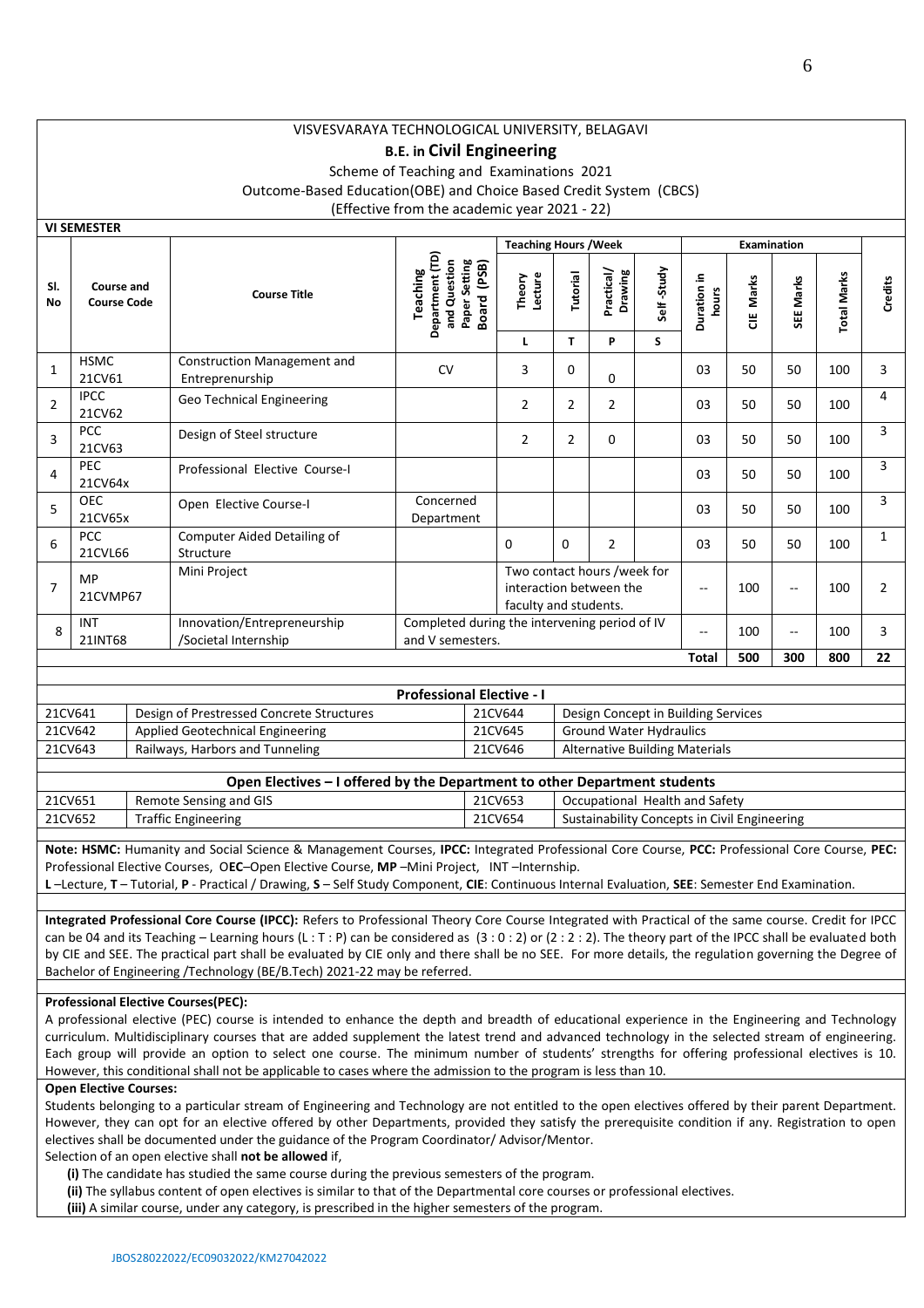VISVESVARAYA TECHNOLOGICAL UNIVERSITY, BELAGAVI

**B.E. in Civil Engineering**

Scheme of Teaching and Examinations 2021

Outcome-Based Education(OBE) and Choice Based Credit System (CBCS)

(Effective from the academic year 2021 - 22)

**VI SEMESTER**

| Sl. No | Course and Course Code | Course Title | Teaching Department (TD) and Question Paper Setting Board (PSB) | Teaching Hours /Week | | | | Examination | | | | Credits |
|---|---|---|---|---|---|---|---|---|---|---|---|---|
| | | | | Theory Lecture | Tutorial | Practical/ Drawing | Self -Study | Duration in hours | CIE Marks | SEE Marks | Total Marks | |
| | | | | L | T | P | S | | | | | |
| 1 | HSMC 21CV61 | Construction Management and Entreprenurship | CV | 3 | 0 | 0 | | 03 | 50 | 50 | 100 | 3 |
| 2 | IPCC 21CV62 | Geo Technical Engineering | | 2 | 2 | 2 | | 03 | 50 | 50 | 100 | 4 |
| 3 | PCC 21CV63 | Design of Steel structure | | 2 | 2 | 0 | | 03 | 50 | 50 | 100 | 3 |
| 4 | PEC 21CV64x | Professional Elective Course-I | | | | | | 03 | 50 | 50 | 100 | 3 |
| 5 | OEC 21CV65x | Open Elective Course-I | Concerned Department | | | | | 03 | 50 | 50 | 100 | 3 |
| 6 | PCC 21CVL66 | Computer Aided Detailing of Structure | | 0 | 0 | 2 | | 03 | 50 | 50 | 100 | 1 |
| 7 | MP 21CVMP67 | Mini Project | | Two contact hours /week for interaction between the faculty and students. | | | | -- | 100 | -- | 100 | 2 |
| 8 | INT 21INT68 | Innovation/Entrepreneurship /Societal Internship | Completed during the intervening period of IV and V semesters. | | | | | -- | 100 | -- | 100 | 3 |
| | | | | | | | | **Total** | **500** | **300** | **800** | **22** |

**Professional Elective - I**

| | | | |
|---|---|---|---|
| 21CV641 | Design of Prestressed Concrete Structures | 21CV644 | Design Concept in Building Services |
| 21CV642 | Applied Geotechnical Engineering | 21CV645 | Ground Water Hydraulics |
| 21CV643 | Railways, Harbors and Tunneling | 21CV646 | Alternative Building Materials |

**Open Electives – I offered by the Department to other Department students**

| | | | |
|---|---|---|---|
| 21CV651 | Remote Sensing and GIS | 21CV653 | Occupational Health and Safety |
| 21CV652 | Traffic Engineering | 21CV654 | Sustainability Concepts in Civil Engineering |

**Note: HSMC:** Humanity and Social Science & Management Courses, **IPCC:** Integrated Professional Core Course, **PCC:** Professional Core Course, **PEC:** Professional Elective Courses, O**EC**–Open Elective Course, **MP** –Mini Project, INT –Internship.
**L** –Lecture, **T** – Tutorial, **P** - Practical / Drawing, **S** – Self Study Component, **CIE**: Continuous Internal Evaluation, **SEE**: Semester End Examination.

**Integrated Professional Core Course (IPCC):** Refers to Professional Theory Core Course Integrated with Practical of the same course. Credit for IPCC can be 04 and its Teaching – Learning hours (L : T : P) can be considered as (3 : 0 : 2) or (2 : 2 : 2). The theory part of the IPCC shall be evaluated both by CIE and SEE. The practical part shall be evaluated by CIE only and there shall be no SEE. For more details, the regulation governing the Degree of Bachelor of Engineering /Technology (BE/B.Tech) 2021-22 may be referred.

**Professional Elective Courses(PEC):**

A professional elective (PEC) course is intended to enhance the depth and breadth of educational experience in the Engineering and Technology curriculum. Multidisciplinary courses that are added supplement the latest trend and advanced technology in the selected stream of engineering. Each group will provide an option to select one course. The minimum number of students' strengths for offering professional electives is 10. However, this conditional shall not be applicable to cases where the admission to the program is less than 10.

**Open Elective Courses:**

Students belonging to a particular stream of Engineering and Technology are not entitled to the open electives offered by their parent Department. However, they can opt for an elective offered by other Departments, provided they satisfy the prerequisite condition if any. Registration to open electives shall be documented under the guidance of the Program Coordinator/ Advisor/Mentor.

Selection of an open elective shall **not be allowed** if,

**(i)** The candidate has studied the same course during the previous semesters of the program.
**(ii)** The syllabus content of open electives is similar to that of the Departmental core courses or professional electives.
**(iii)** A similar course, under any category, is prescribed in the higher semesters of the program.

JBOS28022022/EC09032022/KM27042022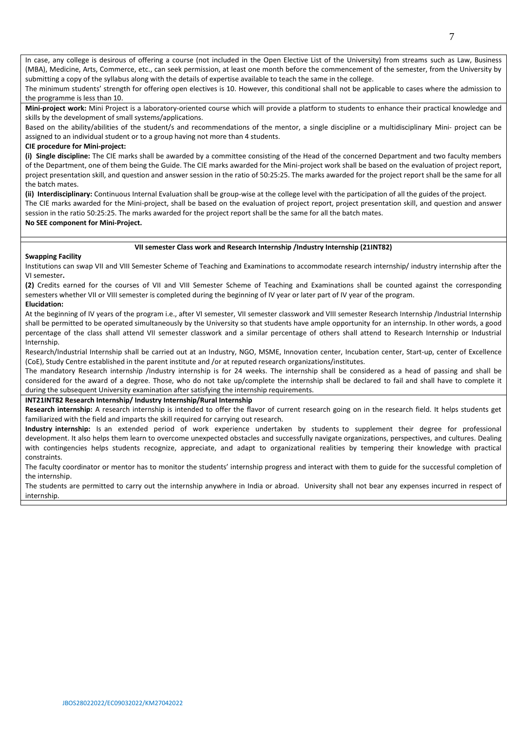In case, any college is desirous of offering a course (not included in the Open Elective List of the University) from streams such as Law, Business (MBA), Medicine, Arts, Commerce, etc., can seek permission, at least one month before the commencement of the semester, from the University by submitting a copy of the syllabus along with the details of expertise available to teach the same in the college.

The minimum students' strength for offering open electives is 10. However, this conditional shall not be applicable to cases where the admission to the programme is less than 10.

**Mini-project work:** Mini Project is a laboratory-oriented course which will provide a platform to students to enhance their practical knowledge and skills by the development of small systems/applications.

Based on the ability/abilities of the student/s and recommendations of the mentor, a single discipline or a multidisciplinary Mini- project can be assigned to an individual student or to a group having not more than 4 students.

**CIE procedure for Mini-project:**

**(i) Single discipline:** The CIE marks shall be awarded by a committee consisting of the Head of the concerned Department and two faculty members of the Department, one of them being the Guide. The CIE marks awarded for the Mini-project work shall be based on the evaluation of project report, project presentation skill, and question and answer session in the ratio of 50:25:25. The marks awarded for the project report shall be the same for all the batch mates.

**(ii) Interdisciplinary:** Continuous Internal Evaluation shall be group-wise at the college level with the participation of all the guides of the project.

The CIE marks awarded for the Mini-project, shall be based on the evaluation of project report, project presentation skill, and question and answer session in the ratio 50:25:25. The marks awarded for the project report shall be the same for all the batch mates.

**No SEE component for Mini-Project.**

**VII semester Class work and Research Internship /Industry Internship (21INT82)**

**Swapping Facility**

Institutions can swap VII and VIII Semester Scheme of Teaching and Examinations to accommodate research internship/ industry internship after the VI semester**.**

**(2)** Credits earned for the courses of VII and VIII Semester Scheme of Teaching and Examinations shall be counted against the corresponding semesters whether VII or VIII semester is completed during the beginning of IV year or later part of IV year of the program.

**Elucidation:**

At the beginning of IV years of the program i.e., after VI semester, VII semester classwork and VIII semester Research Internship /Industrial Internship shall be permitted to be operated simultaneously by the University so that students have ample opportunity for an internship. In other words, a good percentage of the class shall attend VII semester classwork and a similar percentage of others shall attend to Research Internship or Industrial Internship.

Research/Industrial Internship shall be carried out at an Industry, NGO, MSME, Innovation center, Incubation center, Start-up, center of Excellence (CoE), Study Centre established in the parent institute and /or at reputed research organizations/institutes.

The mandatory Research internship /Industry internship is for 24 weeks. The internship shall be considered as a head of passing and shall be considered for the award of a degree. Those, who do not take up/complete the internship shall be declared to fail and shall have to complete it during the subsequent University examination after satisfying the internship requirements.

**INT21INT82 Research Internship/ Industry Internship/Rural Internship**

**Research internship:** A research internship is intended to offer the flavor of current research going on in the research field. It helps students get familiarized with the field and imparts the skill required for carrying out research.

**Industry internship:** Is an extended period of work experience undertaken by students to supplement their degree for professional development. It also helps them learn to overcome unexpected obstacles and successfully navigate organizations, perspectives, and cultures. Dealing with contingencies helps students recognize, appreciate, and adapt to organizational realities by tempering their knowledge with practical constraints.

The faculty coordinator or mentor has to monitor the students' internship progress and interact with them to guide for the successful completion of the internship.

The students are permitted to carry out the internship anywhere in India or abroad. University shall not bear any expenses incurred in respect of internship.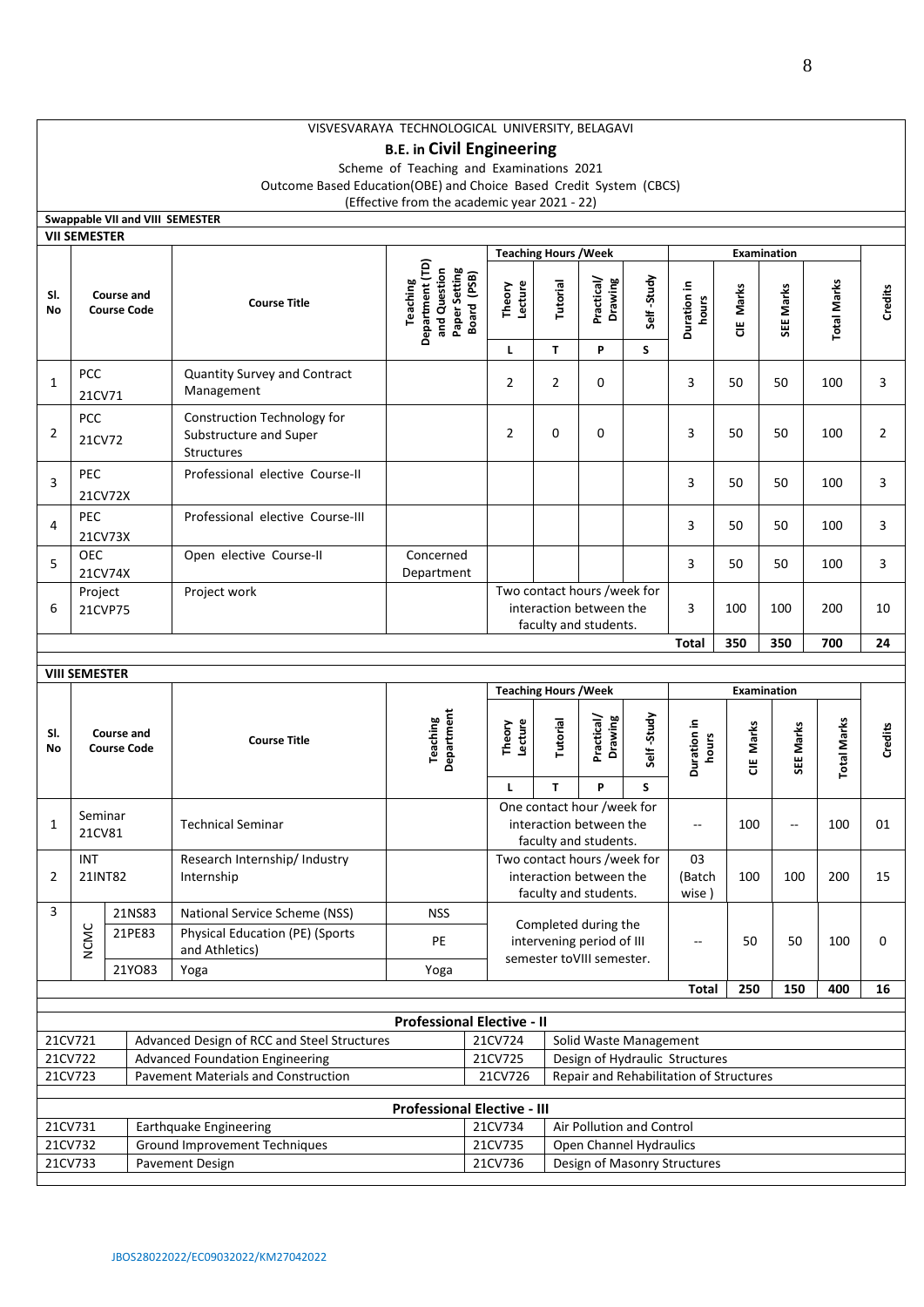VISVESVARAYA TECHNOLOGICAL UNIVERSITY, BELAGAVI

**B.E. in Civil Engineering**

Scheme of Teaching and Examinations 2021

Outcome Based Education(OBE) and Choice Based Credit System (CBCS)

(Effective from the academic year 2021 - 22)

**Swappable VII and VIII SEMESTER**

**VII SEMESTER**

| Sl. No | Course and Course Code | | Course Title | Teaching Department (TD) and Question Paper Setting Board (PSB) | Teaching Hours /Week | | | | Examination | | | | Credits |
|---|---|---|---|---|---|---|---|---|---|---|---|---|---|
| | | | | | Theory Lecture | Tutorial | Practical/ Drawing | Self -Study | Duration in hours | CIE Marks | SEE Marks | Total Marks | |
| | | | | | L | T | P | S | | | | | |
| 1 | PCC | 21CV71 | Quantity Survey and Contract Management | | 2 | 2 | 0 | | 3 | 50 | 50 | 100 | 3 |
| 2 | PCC | 21CV72 | Construction Technology for Substructure and Super Structures | | 2 | 0 | 0 | | 3 | 50 | 50 | 100 | 2 |
| 3 | PEC | 21CV72X | Professional elective Course-II | | | | | | 3 | 50 | 50 | 100 | 3 |
| 4 | PEC | 21CV73X | Professional elective Course-III | | | | | | 3 | 50 | 50 | 100 | 3 |
| 5 | OEC | 21CV74X | Open elective Course-II | Concerned Department | | | | | 3 | 50 | 50 | 100 | 3 |
| 6 | Project | 21CVP75 | Project work | | Two contact hours /week for interaction between the faculty and students. | | | | 3 | 100 | 100 | 200 | 10 |
| | | | | | | | | | **Total** | **350** | **350** | **700** | **24** |

**VIII SEMESTER**

| Sl. No | Course and Course Code | | Course Title | Teaching Department | Teaching Hours /Week | | | | Examination | | | | Credits |
|---|---|---|---|---|---|---|---|---|---|---|---|---|---|
| | | | | | Theory Lecture | Tutorial | Practical/ Drawing | Self -Study | Duration in hours | CIE Marks | SEE Marks | Total Marks | |
| | | | | | L | T | P | S | | | | | |
| 1 | Seminar | 21CV81 | Technical Seminar | | One contact hour /week for interaction between the faculty and students. | | | | -- | 100 | -- | 100 | 01 |
| 2 | INT | 21INT82 | Research Internship/ Industry Internship | | Two contact hours /week for interaction between the faculty and students. | | | | 03 (Batch wise ) | 100 | 100 | 200 | 15 |
| 3 | NCMC | 21NS83 | National Service Scheme (NSS) | NSS | Completed during the intervening period of III semester toVIII semester. | | | | -- | 50 | 50 | 100 | 0 |
| | NCMC | 21PE83 | Physical Education (PE) (Sports and Athletics) | PE | | | | | | | | | |
| | NCMC | 21YO83 | Yoga | Yoga | | | | | | | | | |
| | | | | | | | | | **Total** | **250** | **150** | **400** | **16** |

| **Professional Elective - II** | | | |
|---|---|---|---|
| 21CV721 | Advanced Design of RCC and Steel Structures | 21CV724 | Solid Waste Management |
| 21CV722 | Advanced Foundation Engineering | 21CV725 | Design of Hydraulic Structures |
| 21CV723 | Pavement Materials and Construction | 21CV726 | Repair and Rehabilitation of Structures |

| **Professional Elective - III** | | | |
|---|---|---|---|
| 21CV731 | Earthquake Engineering | 21CV734 | Air Pollution and Control |
| 21CV732 | Ground Improvement Techniques | 21CV735 | Open Channel Hydraulics |
| 21CV733 | Pavement Design | 21CV736 | Design of Masonry Structures |

JBOS28022022/EC09032022/KM27042022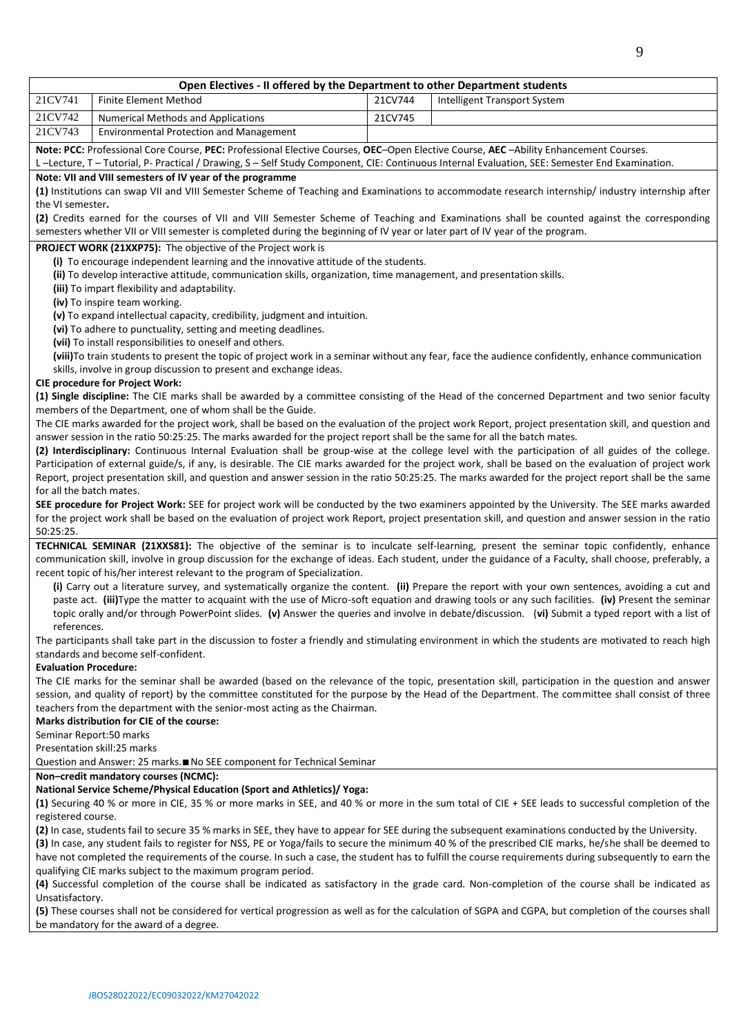| Open Electives - II offered by the Department to other Department students | | | |
|---|---|---|---|
| 21CV741 | Finite Element Method | 21CV744 | Intelligent Transport System |
| 21CV742 | Numerical Methods and Applications | 21CV745 | |
| 21CV743 | Environmental Protection and Management | | |

**Note: PCC:** Professional Core Course, **PEC:** Professional Elective Courses, **OEC**–Open Elective Course, **AEC** –Ability Enhancement Courses.
L –Lecture, T – Tutorial, P- Practical / Drawing, S – Self Study Component, CIE: Continuous Internal Evaluation, SEE: Semester End Examination.

**Note: VII and VIII semesters of IV year of the programme**

**(1)** Institutions can swap VII and VIII Semester Scheme of Teaching and Examinations to accommodate research internship/ industry internship after the VI semester**.**

**(2)** Credits earned for the courses of VII and VIII Semester Scheme of Teaching and Examinations shall be counted against the corresponding semesters whether VII or VIII semester is completed during the beginning of IV year or later part of IV year of the program.

**PROJECT WORK (21XXP75):** The objective of the Project work is

**(i)** To encourage independent learning and the innovative attitude of the students.
**(ii)** To develop interactive attitude, communication skills, organization, time management, and presentation skills.
**(iii)** To impart flexibility and adaptability.
**(iv)** To inspire team working.
**(v)** To expand intellectual capacity, credibility, judgment and intuition.
**(vi)** To adhere to punctuality, setting and meeting deadlines.
**(vii)** To install responsibilities to oneself and others.
**(viii)**To train students to present the topic of project work in a seminar without any fear, face the audience confidently, enhance communication skills, involve in group discussion to present and exchange ideas.

**CIE procedure for Project Work:**

**(1) Single discipline:** The CIE marks shall be awarded by a committee consisting of the Head of the concerned Department and two senior faculty members of the Department, one of whom shall be the Guide.

The CIE marks awarded for the project work, shall be based on the evaluation of the project work Report, project presentation skill, and question and answer session in the ratio 50:25:25. The marks awarded for the project report shall be the same for all the batch mates.

**(2) Interdisciplinary:** Continuous Internal Evaluation shall be group-wise at the college level with the participation of all guides of the college. Participation of external guide/s, if any, is desirable. The CIE marks awarded for the project work, shall be based on the evaluation of project work Report, project presentation skill, and question and answer session in the ratio 50:25:25. The marks awarded for the project report shall be the same for all the batch mates.

**SEE procedure for Project Work:** SEE for project work will be conducted by the two examiners appointed by the University. The SEE marks awarded for the project work shall be based on the evaluation of project work Report, project presentation skill, and question and answer session in the ratio 50:25:25.

**TECHNICAL SEMINAR (21XXS81):** The objective of the seminar is to inculcate self-learning, present the seminar topic confidently, enhance communication skill, involve in group discussion for the exchange of ideas. Each student, under the guidance of a Faculty, shall choose, preferably, a recent topic of his/her interest relevant to the program of Specialization.

**(i)** Carry out a literature survey, and systematically organize the content. **(ii)** Prepare the report with your own sentences, avoiding a cut and paste act. **(iii)**Type the matter to acquaint with the use of Micro-soft equation and drawing tools or any such facilities. **(iv)** Present the seminar topic orally and/or through PowerPoint slides. **(v)** Answer the queries and involve in debate/discussion. (**vi)** Submit a typed report with a list of references.

The participants shall take part in the discussion to foster a friendly and stimulating environment in which the students are motivated to reach high standards and become self-confident.

**Evaluation Procedure:**

The CIE marks for the seminar shall be awarded (based on the relevance of the topic, presentation skill, participation in the question and answer session, and quality of report) by the committee constituted for the purpose by the Head of the Department. The committee shall consist of three teachers from the department with the senior-most acting as the Chairman.

**Marks distribution for CIE of the course:**

Seminar Report:50 marks
Presentation skill:25 marks
Question and Answer: 25 marks.■ No SEE component for Technical Seminar

**Non–credit mandatory courses (NCMC):**

**National Service Scheme/Physical Education (Sport and Athletics)/ Yoga:**

**(1)** Securing 40 % or more in CIE, 35 % or more marks in SEE, and 40 % or more in the sum total of CIE + SEE leads to successful completion of the registered course.

**(2)** In case, students fail to secure 35 % marks in SEE, they have to appear for SEE during the subsequent examinations conducted by the University.

**(3)** In case, any student fails to register for NSS, PE or Yoga/fails to secure the minimum 40 % of the prescribed CIE marks, he/she shall be deemed to have not completed the requirements of the course. In such a case, the student has to fulfill the course requirements during subsequently to earn the qualifying CIE marks subject to the maximum program period.

**(4)** Successful completion of the course shall be indicated as satisfactory in the grade card. Non-completion of the course shall be indicated as Unsatisfactory.

**(5)** These courses shall not be considered for vertical progression as well as for the calculation of SGPA and CGPA, but completion of the courses shall be mandatory for the award of a degree.

JBOS28022022/EC09032022/KM27042022